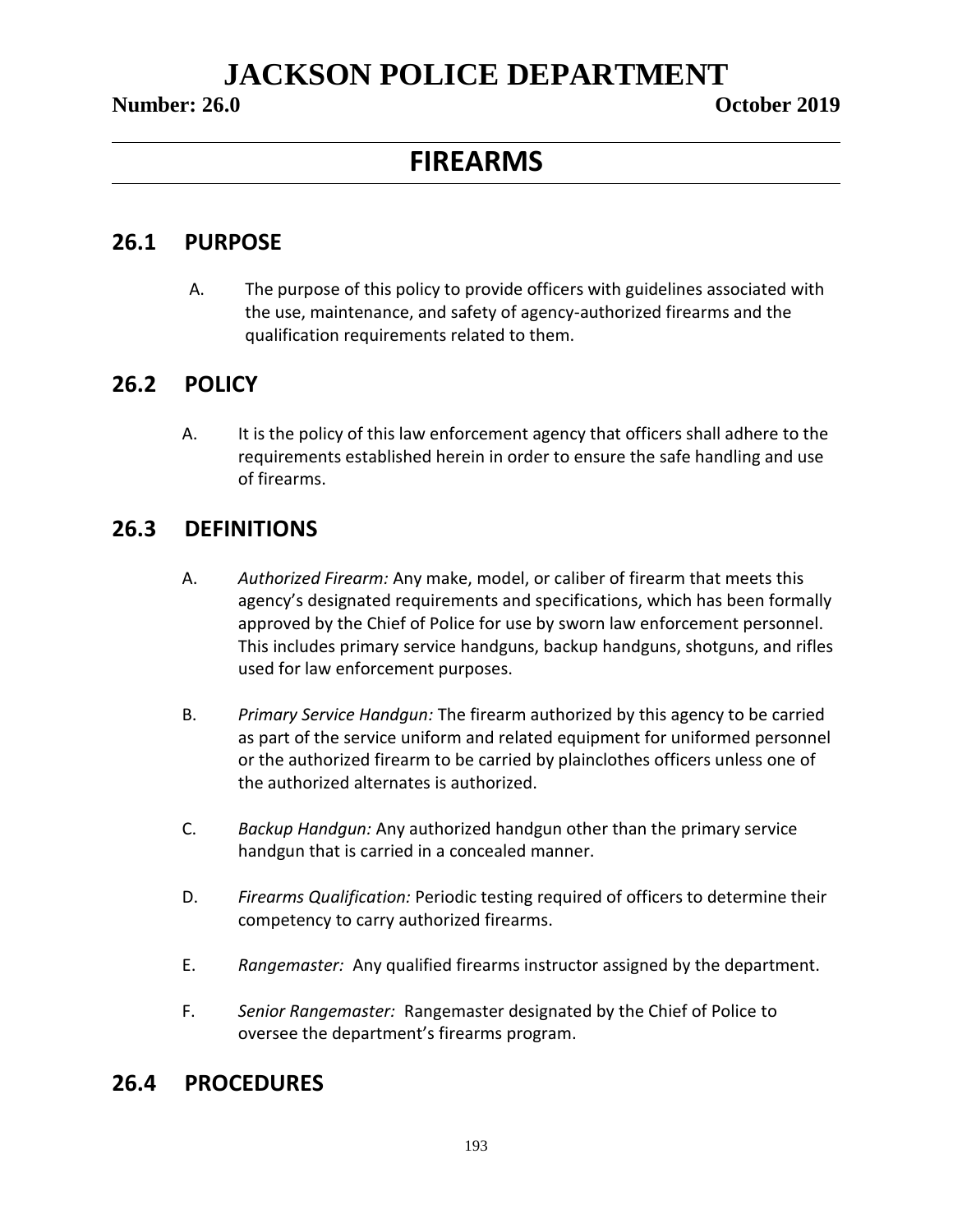# JACKSON POLICE DEPARTMENT

**Number: 26.0** **October 2019**

## FIREARMS

## 26.1 PURPOSE

A. The purpose of this policy to provide officers with guidelines associated with the use, maintenance, and safety of agency-authorized firearms and the qualification requirements related to them.

## 26.2 POLICY

A. It is the policy of this law enforcement agency that officers shall adhere to the requirements established herein in order to ensure the safe handling and use of firearms.

## 26.3 DEFINITIONS

A. *Authorized Firearm:* Any make, model, or caliber of firearm that meets this agency's designated requirements and specifications, which has been formally approved by the Chief of Police for use by sworn law enforcement personnel. This includes primary service handguns, backup handguns, shotguns, and rifles used for law enforcement purposes.

B. *Primary Service Handgun:* The firearm authorized by this agency to be carried as part of the service uniform and related equipment for uniformed personnel or the authorized firearm to be carried by plainclothes officers unless one of the authorized alternates is authorized.

C. *Backup Handgun:* Any authorized handgun other than the primary service handgun that is carried in a concealed manner.

D. *Firearms Qualification:* Periodic testing required of officers to determine their competency to carry authorized firearms.

E. *Rangemaster:* Any qualified firearms instructor assigned by the department.

F. *Senior Rangemaster:* Rangemaster designated by the Chief of Police to oversee the department's firearms program.

## 26.4 PROCEDURES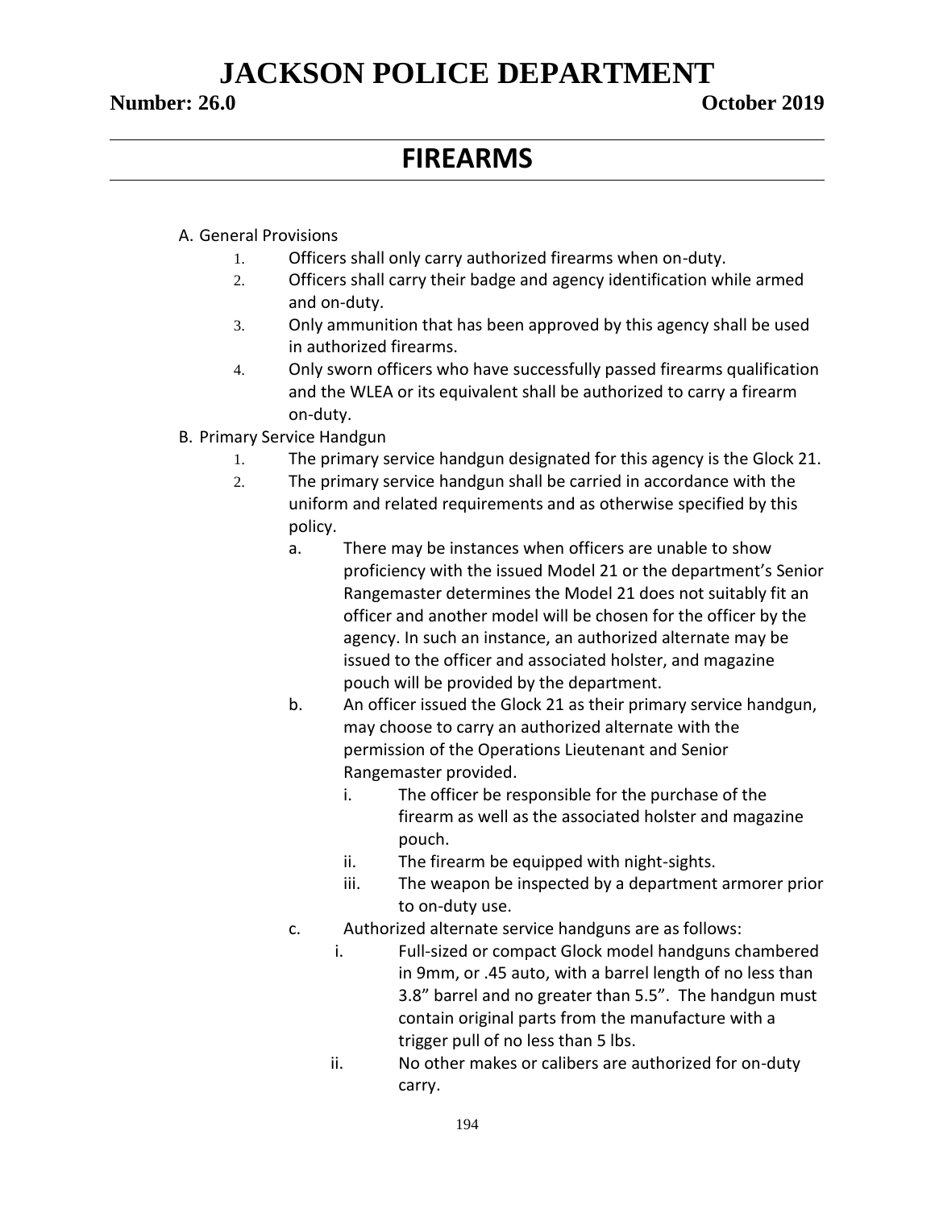# JACKSON POLICE DEPARTMENT

**Number: 26.0** **October 2019**

## FIREARMS

A. General Provisions

1. Officers shall only carry authorized firearms when on-duty.
2. Officers shall carry their badge and agency identification while armed and on-duty.
3. Only ammunition that has been approved by this agency shall be used in authorized firearms.
4. Only sworn officers who have successfully passed firearms qualification and the WLEA or its equivalent shall be authorized to carry a firearm on-duty.

B. Primary Service Handgun

1. The primary service handgun designated for this agency is the Glock 21.
2. The primary service handgun shall be carried in accordance with the uniform and related requirements and as otherwise specified by this policy.
    a. There may be instances when officers are unable to show proficiency with the issued Model 21 or the department's Senior Rangemaster determines the Model 21 does not suitably fit an officer and another model will be chosen for the officer by the agency. In such an instance, an authorized alternate may be issued to the officer and associated holster, and magazine pouch will be provided by the department.
    b. An officer issued the Glock 21 as their primary service handgun, may choose to carry an authorized alternate with the permission of the Operations Lieutenant and Senior Rangemaster provided.
        i. The officer be responsible for the purchase of the firearm as well as the associated holster and magazine pouch.
        ii. The firearm be equipped with night-sights.
        iii. The weapon be inspected by a department armorer prior to on-duty use.
    c. Authorized alternate service handguns are as follows:
        i. Full-sized or compact Glock model handguns chambered in 9mm, or .45 auto, with a barrel length of no less than 3.8" barrel and no greater than 5.5". The handgun must contain original parts from the manufacture with a trigger pull of no less than 5 lbs.
        ii. No other makes or calibers are authorized for on-duty carry.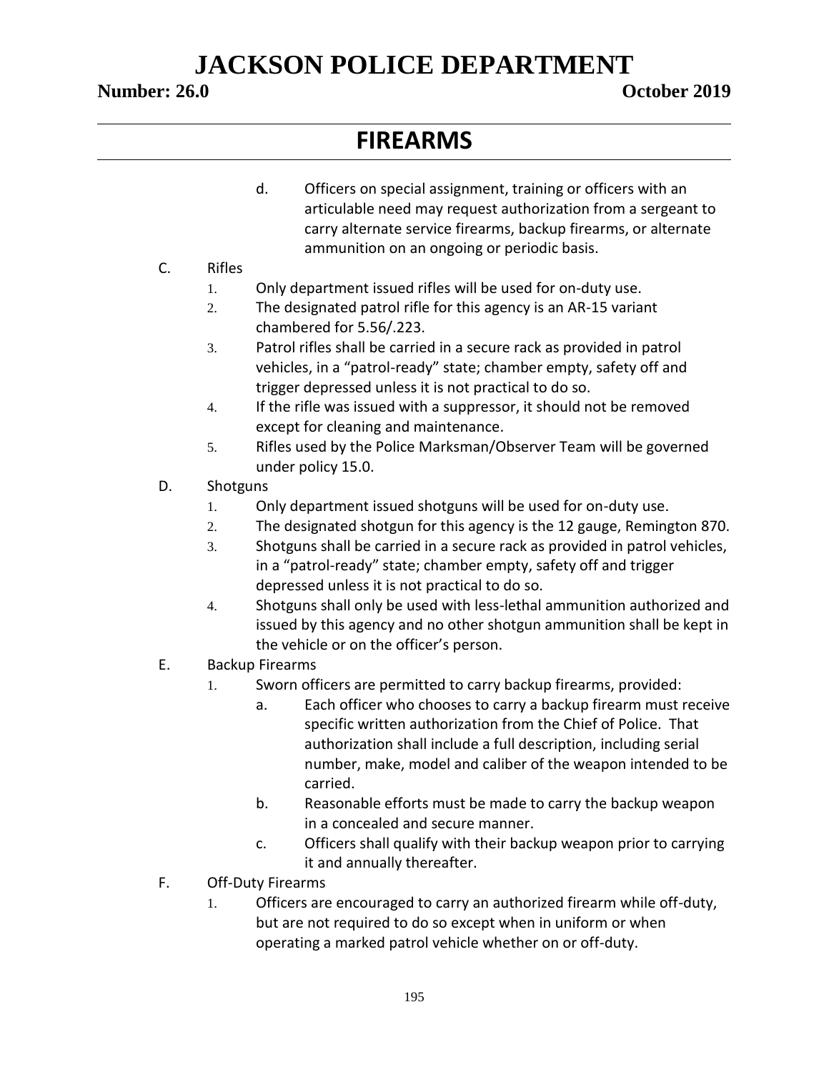d. Officers on special assignment, training or officers with an articulable need may request authorization from a sergeant to carry alternate service firearms, backup firearms, or alternate ammunition on an ongoing or periodic basis.

C. Rifles
   1. Only department issued rifles will be used for on-duty use.
   2. The designated patrol rifle for this agency is an AR-15 variant chambered for 5.56/.223.
   3. Patrol rifles shall be carried in a secure rack as provided in patrol vehicles, in a "patrol-ready" state; chamber empty, safety off and trigger depressed unless it is not practical to do so.
   4. If the rifle was issued with a suppressor, it should not be removed except for cleaning and maintenance.
   5. Rifles used by the Police Marksman/Observer Team will be governed under policy 15.0.

D. Shotguns
   1. Only department issued shotguns will be used for on-duty use.
   2. The designated shotgun for this agency is the 12 gauge, Remington 870.
   3. Shotguns shall be carried in a secure rack as provided in patrol vehicles, in a "patrol-ready" state; chamber empty, safety off and trigger depressed unless it is not practical to do so.
   4. Shotguns shall only be used with less-lethal ammunition authorized and issued by this agency and no other shotgun ammunition shall be kept in the vehicle or on the officer's person.

E. Backup Firearms
   1. Sworn officers are permitted to carry backup firearms, provided:
      a. Each officer who chooses to carry a backup firearm must receive specific written authorization from the Chief of Police. That authorization shall include a full description, including serial number, make, model and caliber of the weapon intended to be carried.
      b. Reasonable efforts must be made to carry the backup weapon in a concealed and secure manner.
      c. Officers shall qualify with their backup weapon prior to carrying it and annually thereafter.

F. Off-Duty Firearms
   1. Officers are encouraged to carry an authorized firearm while off-duty, but are not required to do so except when in uniform or when operating a marked patrol vehicle whether on or off-duty.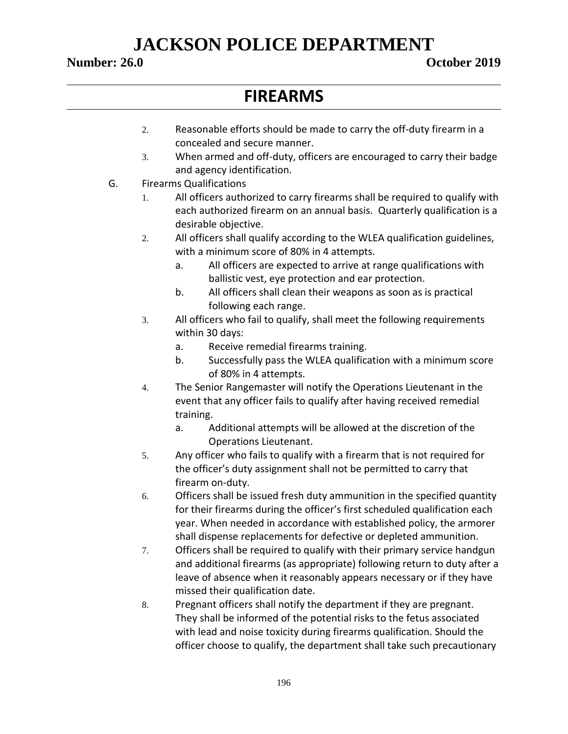2. Reasonable efforts should be made to carry the off-duty firearm in a concealed and secure manner.
3. When armed and off-duty, officers are encouraged to carry their badge and agency identification.

G. Firearms Qualifications

1. All officers authorized to carry firearms shall be required to qualify with each authorized firearm on an annual basis. Quarterly qualification is a desirable objective.
2. All officers shall qualify according to the WLEA qualification guidelines, with a minimum score of 80% in 4 attempts.
   a. All officers are expected to arrive at range qualifications with ballistic vest, eye protection and ear protection.
   b. All officers shall clean their weapons as soon as is practical following each range.
3. All officers who fail to qualify, shall meet the following requirements within 30 days:
   a. Receive remedial firearms training.
   b. Successfully pass the WLEA qualification with a minimum score of 80% in 4 attempts.
4. The Senior Rangemaster will notify the Operations Lieutenant in the event that any officer fails to qualify after having received remedial training.
   a. Additional attempts will be allowed at the discretion of the Operations Lieutenant.
5. Any officer who fails to qualify with a firearm that is not required for the officer's duty assignment shall not be permitted to carry that firearm on-duty.
6. Officers shall be issued fresh duty ammunition in the specified quantity for their firearms during the officer's first scheduled qualification each year. When needed in accordance with established policy, the armorer shall dispense replacements for defective or depleted ammunition.
7. Officers shall be required to qualify with their primary service handgun and additional firearms (as appropriate) following return to duty after a leave of absence when it reasonably appears necessary or if they have missed their qualification date.
8. Pregnant officers shall notify the department if they are pregnant. They shall be informed of the potential risks to the fetus associated with lead and noise toxicity during firearms qualification. Should the officer choose to qualify, the department shall take such precautionary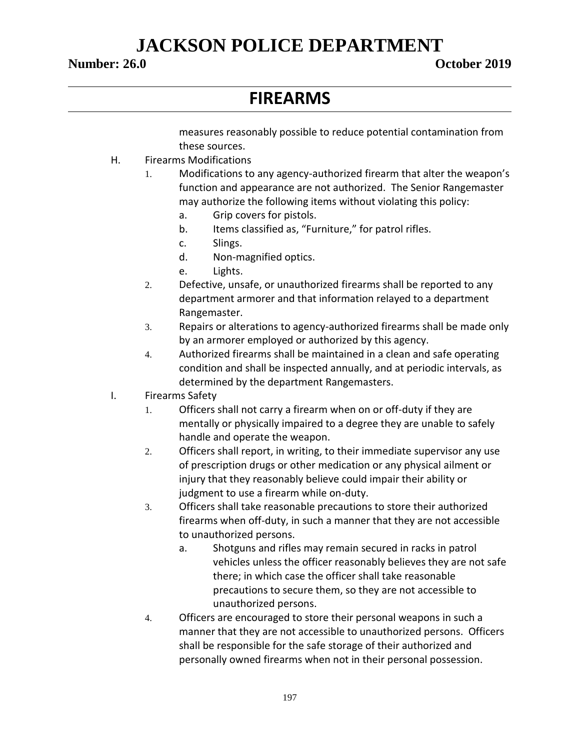measures reasonably possible to reduce potential contamination from these sources.

H. Firearms Modifications

1. Modifications to any agency-authorized firearm that alter the weapon's function and appearance are not authorized. The Senior Rangemaster may authorize the following items without violating this policy:
   a. Grip covers for pistols.
   b. Items classified as, "Furniture," for patrol rifles.
   c. Slings.
   d. Non-magnified optics.
   e. Lights.
2. Defective, unsafe, or unauthorized firearms shall be reported to any department armorer and that information relayed to a department Rangemaster.
3. Repairs or alterations to agency-authorized firearms shall be made only by an armorer employed or authorized by this agency.
4. Authorized firearms shall be maintained in a clean and safe operating condition and shall be inspected annually, and at periodic intervals, as determined by the department Rangemasters.

I. Firearms Safety

1. Officers shall not carry a firearm when on or off-duty if they are mentally or physically impaired to a degree they are unable to safely handle and operate the weapon.
2. Officers shall report, in writing, to their immediate supervisor any use of prescription drugs or other medication or any physical ailment or injury that they reasonably believe could impair their ability or judgment to use a firearm while on-duty.
3. Officers shall take reasonable precautions to store their authorized firearms when off-duty, in such a manner that they are not accessible to unauthorized persons.
   a. Shotguns and rifles may remain secured in racks in patrol vehicles unless the officer reasonably believes they are not safe there; in which case the officer shall take reasonable precautions to secure them, so they are not accessible to unauthorized persons.
4. Officers are encouraged to store their personal weapons in such a manner that they are not accessible to unauthorized persons. Officers shall be responsible for the safe storage of their authorized and personally owned firearms when not in their personal possession.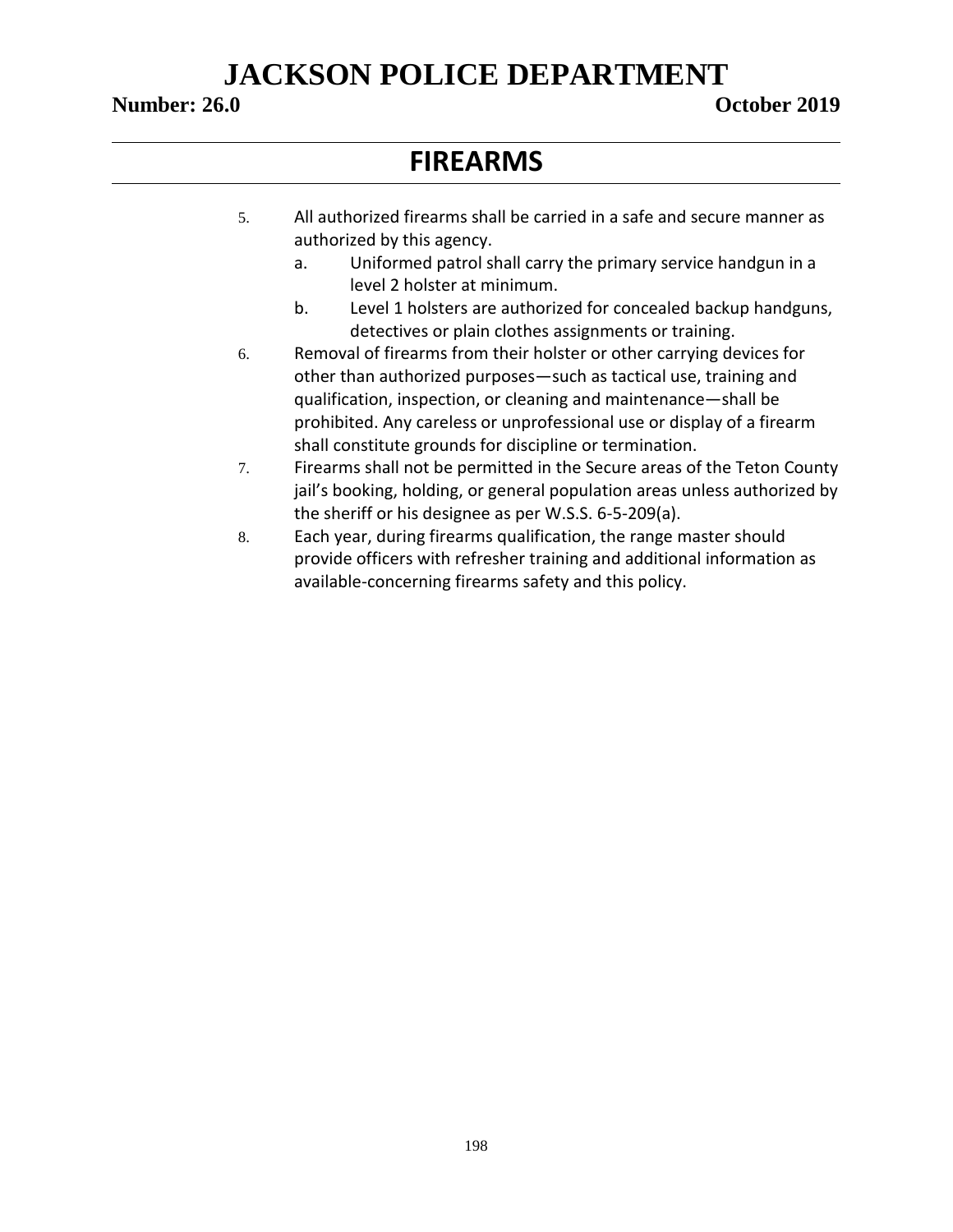# JACKSON POLICE DEPARTMENT

**Number: 26.0** **October 2019**

## FIREARMS

5. All authorized firearms shall be carried in a safe and secure manner as authorized by this agency.
    a. Uniformed patrol shall carry the primary service handgun in a level 2 holster at minimum.
    b. Level 1 holsters are authorized for concealed backup handguns, detectives or plain clothes assignments or training.
6. Removal of firearms from their holster or other carrying devices for other than authorized purposes—such as tactical use, training and qualification, inspection, or cleaning and maintenance—shall be prohibited. Any careless or unprofessional use or display of a firearm shall constitute grounds for discipline or termination.
7. Firearms shall not be permitted in the Secure areas of the Teton County jail's booking, holding, or general population areas unless authorized by the sheriff or his designee as per W.S.S. 6-5-209(a).
8. Each year, during firearms qualification, the range master should provide officers with refresher training and additional information as available-concerning firearms safety and this policy.